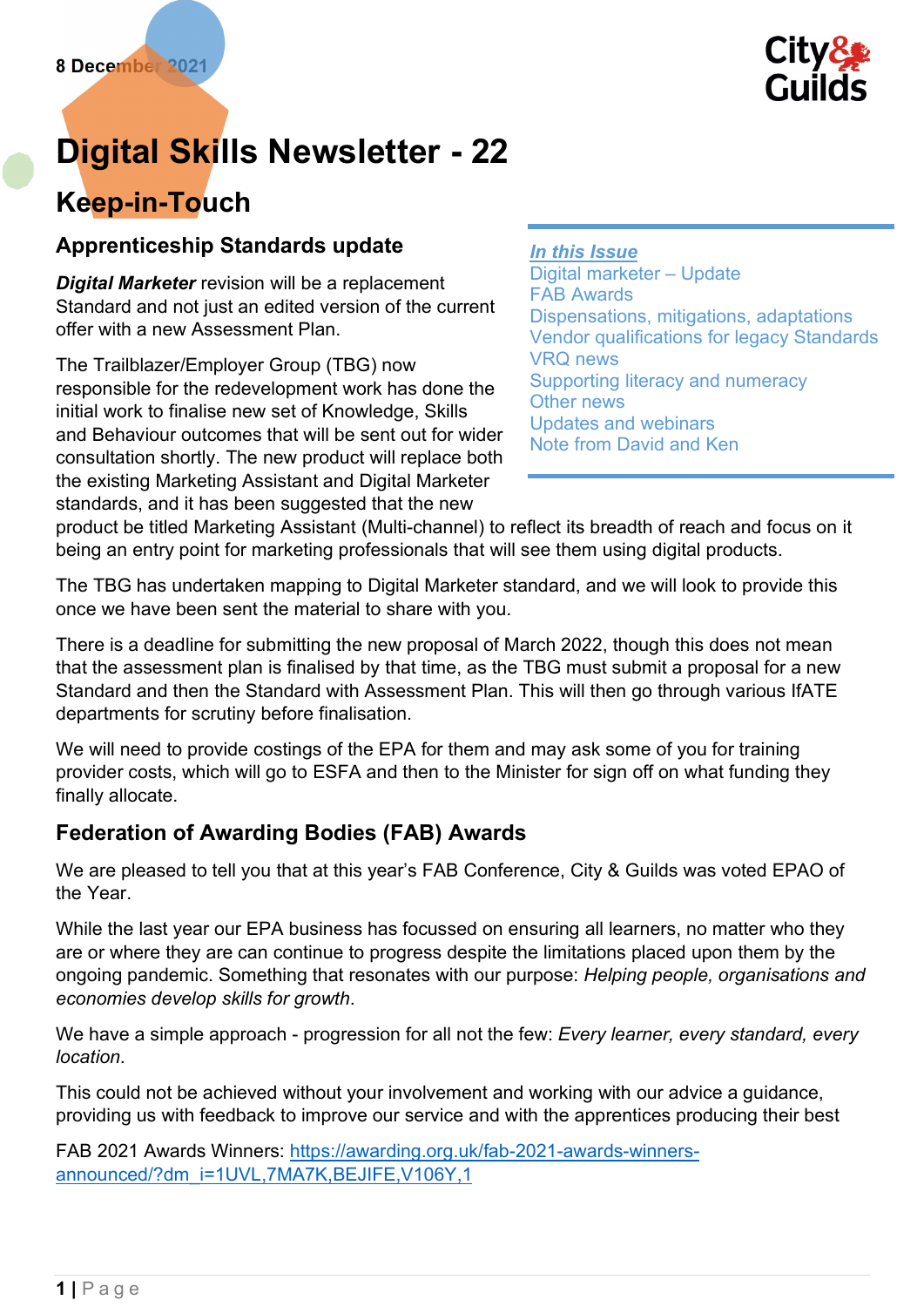8 December 2021

City & Guilds

# Digital Skills Newsletter - 22

## Keep-in-Touch

***In this Issue***
Digital marketer – Update
FAB Awards
Dispensations, mitigations, adaptations
Vendor qualifications for legacy Standards
VRQ news
Supporting literacy and numeracy
Other news
Updates and webinars
Note from David and Ken

### Apprenticeship Standards update

***Digital Marketer*** revision will be a replacement Standard and not just an edited version of the current offer with a new Assessment Plan.

The Trailblazer/Employer Group (TBG) now responsible for the redevelopment work has done the initial work to finalise new set of Knowledge, Skills and Behaviour outcomes that will be sent out for wider consultation shortly. The new product will replace both the existing Marketing Assistant and Digital Marketer standards, and it has been suggested that the new product be titled Marketing Assistant (Multi-channel) to reflect its breadth of reach and focus on it being an entry point for marketing professionals that will see them using digital products.

The TBG has undertaken mapping to Digital Marketer standard, and we will look to provide this once we have been sent the material to share with you.

There is a deadline for submitting the new proposal of March 2022, though this does not mean that the assessment plan is finalised by that time, as the TBG must submit a proposal for a new Standard and then the Standard with Assessment Plan. This will then go through various IfATE departments for scrutiny before finalisation.

We will need to provide costings of the EPA for them and may ask some of you for training provider costs, which will go to ESFA and then to the Minister for sign off on what funding they finally allocate.

### Federation of Awarding Bodies (FAB) Awards

We are pleased to tell you that at this year's FAB Conference, City & Guilds was voted EPAO of the Year.

While the last year our EPA business has focussed on ensuring all learners, no matter who they are or where they are can continue to progress despite the limitations placed upon them by the ongoing pandemic. Something that resonates with our purpose: *Helping people, organisations and economies develop skills for growth*.

We have a simple approach - progression for all not the few: *Every learner, every standard, every location*.

This could not be achieved without your involvement and working with our advice a guidance, providing us with feedback to improve our service and with the apprentices producing their best

FAB 2021 Awards Winners: https://awarding.org.uk/fab-2021-awards-winners-announced/?dm_i=1UVL,7MA7K,BEJIFE,V106Y,1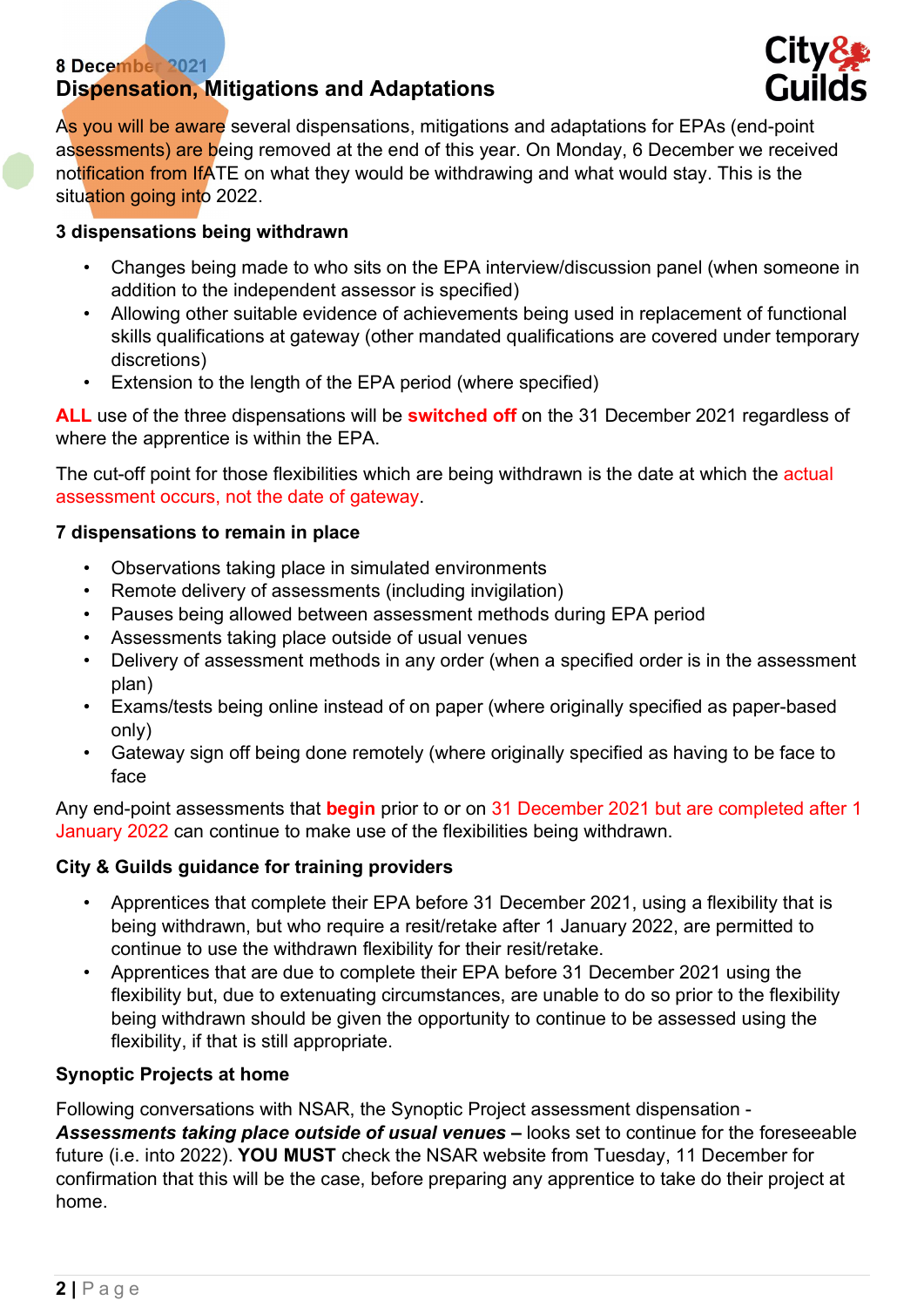8 December 2021

## Dispensation, Mitigations and Adaptations

As you will be aware several dispensations, mitigations and adaptations for EPAs (end-point assessments) are being removed at the end of this year. On Monday, 6 December we received notification from IfATE on what they would be withdrawing and what would stay. This is the situation going into 2022.

**3 dispensations being withdrawn**

- Changes being made to who sits on the EPA interview/discussion panel (when someone in addition to the independent assessor is specified)
- Allowing other suitable evidence of achievements being used in replacement of functional skills qualifications at gateway (other mandated qualifications are covered under temporary discretions)
- Extension to the length of the EPA period (where specified)

**ALL** use of the three dispensations will be **switched off** on the 31 December 2021 regardless of where the apprentice is within the EPA.

The cut-off point for those flexibilities which are being withdrawn is the date at which the actual assessment occurs, not the date of gateway.

**7 dispensations to remain in place**

- Observations taking place in simulated environments
- Remote delivery of assessments (including invigilation)
- Pauses being allowed between assessment methods during EPA period
- Assessments taking place outside of usual venues
- Delivery of assessment methods in any order (when a specified order is in the assessment plan)
- Exams/tests being online instead of on paper (where originally specified as paper-based only)
- Gateway sign off being done remotely (where originally specified as having to be face to face

Any end-point assessments that **begin** prior to or on 31 December 2021 but are completed after 1 January 2022 can continue to make use of the flexibilities being withdrawn.

**City & Guilds guidance for training providers**

- Apprentices that complete their EPA before 31 December 2021, using a flexibility that is being withdrawn, but who require a resit/retake after 1 January 2022, are permitted to continue to use the withdrawn flexibility for their resit/retake.
- Apprentices that are due to complete their EPA before 31 December 2021 using the flexibility but, due to extenuating circumstances, are unable to do so prior to the flexibility being withdrawn should be given the opportunity to continue to be assessed using the flexibility, if that is still appropriate.

**Synoptic Projects at home**

Following conversations with NSAR, the Synoptic Project assessment dispensation - ***Assessments taking place outside of usual venues –*** looks set to continue for the foreseeable future (i.e. into 2022). **YOU MUST** check the NSAR website from Tuesday, 11 December for confirmation that this will be the case, before preparing any apprentice to take do their project at home.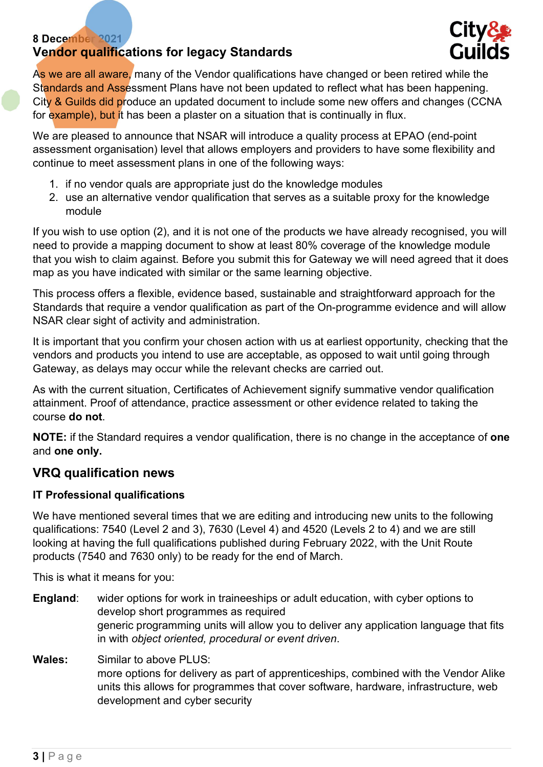8 December 2021

## Vendor qualifications for legacy Standards

As we are all aware, many of the Vendor qualifications have changed or been retired while the Standards and Assessment Plans have not been updated to reflect what has been happening. City & Guilds did produce an updated document to include some new offers and changes (CCNA for example), but it has been a plaster on a situation that is continually in flux.

We are pleased to announce that NSAR will introduce a quality process at EPAO (end-point assessment organisation) level that allows employers and providers to have some flexibility and continue to meet assessment plans in one of the following ways:

1. if no vendor quals are appropriate just do the knowledge modules
2. use an alternative vendor qualification that serves as a suitable proxy for the knowledge module

If you wish to use option (2), and it is not one of the products we have already recognised, you will need to provide a mapping document to show at least 80% coverage of the knowledge module that you wish to claim against. Before you submit this for Gateway we will need agreed that it does map as you have indicated with similar or the same learning objective.

This process offers a flexible, evidence based, sustainable and straightforward approach for the Standards that require a vendor qualification as part of the On-programme evidence and will allow NSAR clear sight of activity and administration.

It is important that you confirm your chosen action with us at earliest opportunity, checking that the vendors and products you intend to use are acceptable, as opposed to wait until going through Gateway, as delays may occur while the relevant checks are carried out.

As with the current situation, Certificates of Achievement signify summative vendor qualification attainment. Proof of attendance, practice assessment or other evidence related to taking the course **do not**.

**NOTE:** if the Standard requires a vendor qualification, there is no change in the acceptance of **one** and **one only.**

## VRQ qualification news

### IT Professional qualifications

We have mentioned several times that we are editing and introducing new units to the following qualifications: 7540 (Level 2 and 3), 7630 (Level 4) and 4520 (Levels 2 to 4) and we are still looking at having the full qualifications published during February 2022, with the Unit Route products (7540 and 7630 only) to be ready for the end of March.

This is what it means for you:

**England**: wider options for work in traineeships or adult education, with cyber options to develop short programmes as required
generic programming units will allow you to deliver any application language that fits in with *object oriented, procedural or event driven*.

**Wales:** Similar to above PLUS:
more options for delivery as part of apprenticeships, combined with the Vendor Alike units this allows for programmes that cover software, hardware, infrastructure, web development and cyber security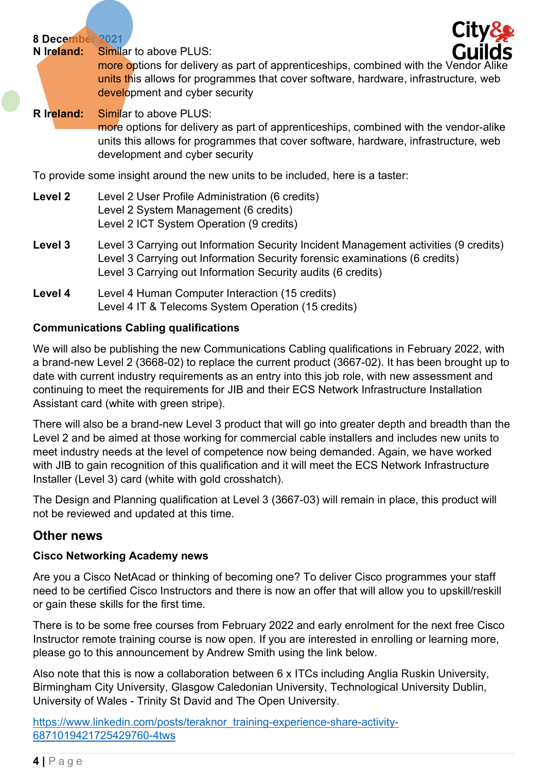**N Ireland:** Similar to above PLUS:
more options for delivery as part of apprenticeships, combined with the Vendor Alike units this allows for programmes that cover software, hardware, infrastructure, web development and cyber security

**R Ireland:** Similar to above PLUS:
more options for delivery as part of apprenticeships, combined with the vendor-alike units this allows for programmes that cover software, hardware, infrastructure, web development and cyber security

To provide some insight around the new units to be included, here is a taster:

**Level 2**
- Level 2 User Profile Administration (6 credits)
- Level 2 System Management (6 credits)
- Level 2 ICT System Operation (9 credits)

**Level 3**
- Level 3 Carrying out Information Security Incident Management activities (9 credits)
- Level 3 Carrying out Information Security forensic examinations (6 credits)
- Level 3 Carrying out Information Security audits (6 credits)

**Level 4**
- Level 4 Human Computer Interaction (15 credits)
- Level 4 IT & Telecoms System Operation (15 credits)

### Communications Cabling qualifications

We will also be publishing the new Communications Cabling qualifications in February 2022, with a brand-new Level 2 (3668-02) to replace the current product (3667-02). It has been brought up to date with current industry requirements as an entry into this job role, with new assessment and continuing to meet the requirements for JIB and their ECS Network Infrastructure Installation Assistant card (white with green stripe).

There will also be a brand-new Level 3 product that will go into greater depth and breadth than the Level 2 and be aimed at those working for commercial cable installers and includes new units to meet industry needs at the level of competence now being demanded. Again, we have worked with JIB to gain recognition of this qualification and it will meet the ECS Network Infrastructure Installer (Level 3) card (white with gold crosshatch).

The Design and Planning qualification at Level 3 (3667-03) will remain in place, this product will not be reviewed and updated at this time.

## Other news

### Cisco Networking Academy news

Are you a Cisco NetAcad or thinking of becoming one? To deliver Cisco programmes your staff need to be certified Cisco Instructors and there is now an offer that will allow you to upskill/reskill or gain these skills for the first time.

There is to be some free courses from February 2022 and early enrolment for the next free Cisco Instructor remote training course is now open. If you are interested in enrolling or learning more, please go to this announcement by Andrew Smith using the link below.

Also note that this is now a collaboration between 6 x ITCs including Anglia Ruskin University, Birmingham City University, Glasgow Caledonian University, Technological University Dublin, University of Wales - Trinity St David and The Open University.

https://www.linkedin.com/posts/teraknor_training-experience-share-activity-6871019421725429760-4tws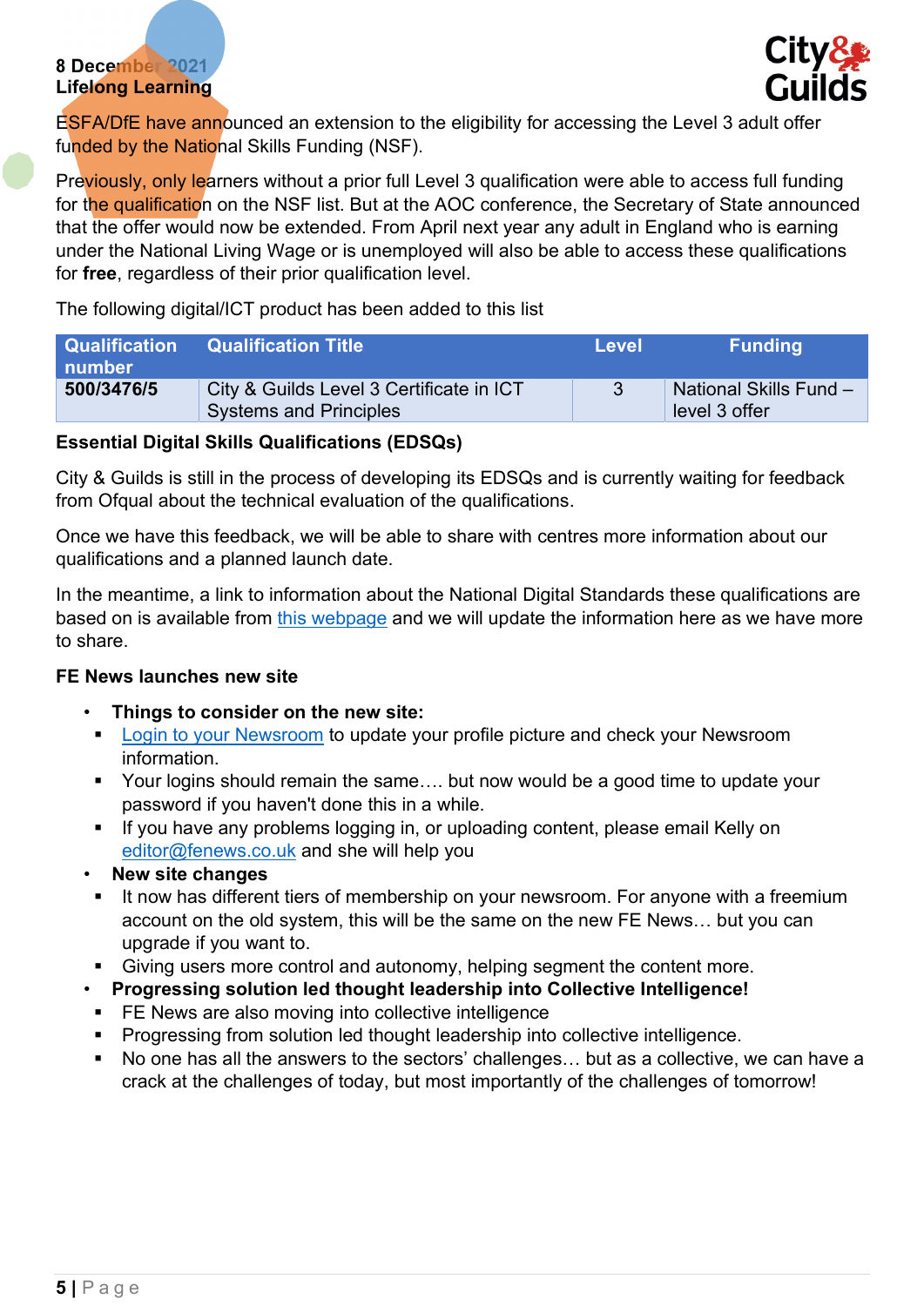ESFA/DfE have announced an extension to the eligibility for accessing the Level 3 adult offer funded by the National Skills Funding (NSF).

Previously, only learners without a prior full Level 3 qualification were able to access full funding for the qualification on the NSF list. But at the AOC conference, the Secretary of State announced that the offer would now be extended. From April next year any adult in England who is earning under the National Living Wage or is unemployed will also be able to access these qualifications for **free**, regardless of their prior qualification level.

The following digital/ICT product has been added to this list

| Qualification number | Qualification Title | Level | Funding |
|---|---|---|---|
| **500/3476/5** | City & Guilds Level 3 Certificate in ICT Systems and Principles | 3 | National Skills Fund – level 3 offer |

**Essential Digital Skills Qualifications (EDSQs)**

City & Guilds is still in the process of developing its EDSQs and is currently waiting for feedback from Ofqual about the technical evaluation of the qualifications.

Once we have this feedback, we will be able to share with centres more information about our qualifications and a planned launch date.

In the meantime, a link to information about the National Digital Standards these qualifications are based on is available from this webpage and we will update the information here as we have more to share.

**FE News launches new site**

- **Things to consider on the new site:**
  - Login to your Newsroom to update your profile picture and check your Newsroom information.
  - Your logins should remain the same…. but now would be a good time to update your password if you haven't done this in a while.
  - If you have any problems logging in, or uploading content, please email Kelly on editor@fenews.co.uk and she will help you
- **New site changes**
  - It now has different tiers of membership on your newsroom. For anyone with a freemium account on the old system, this will be the same on the new FE News… but you can upgrade if you want to.
  - Giving users more control and autonomy, helping segment the content more.
- **Progressing solution led thought leadership into Collective Intelligence!**
  - FE News are also moving into collective intelligence
  - Progressing from solution led thought leadership into collective intelligence.
  - No one has all the answers to the sectors' challenges… but as a collective, we can have a crack at the challenges of today, but most importantly of the challenges of tomorrow!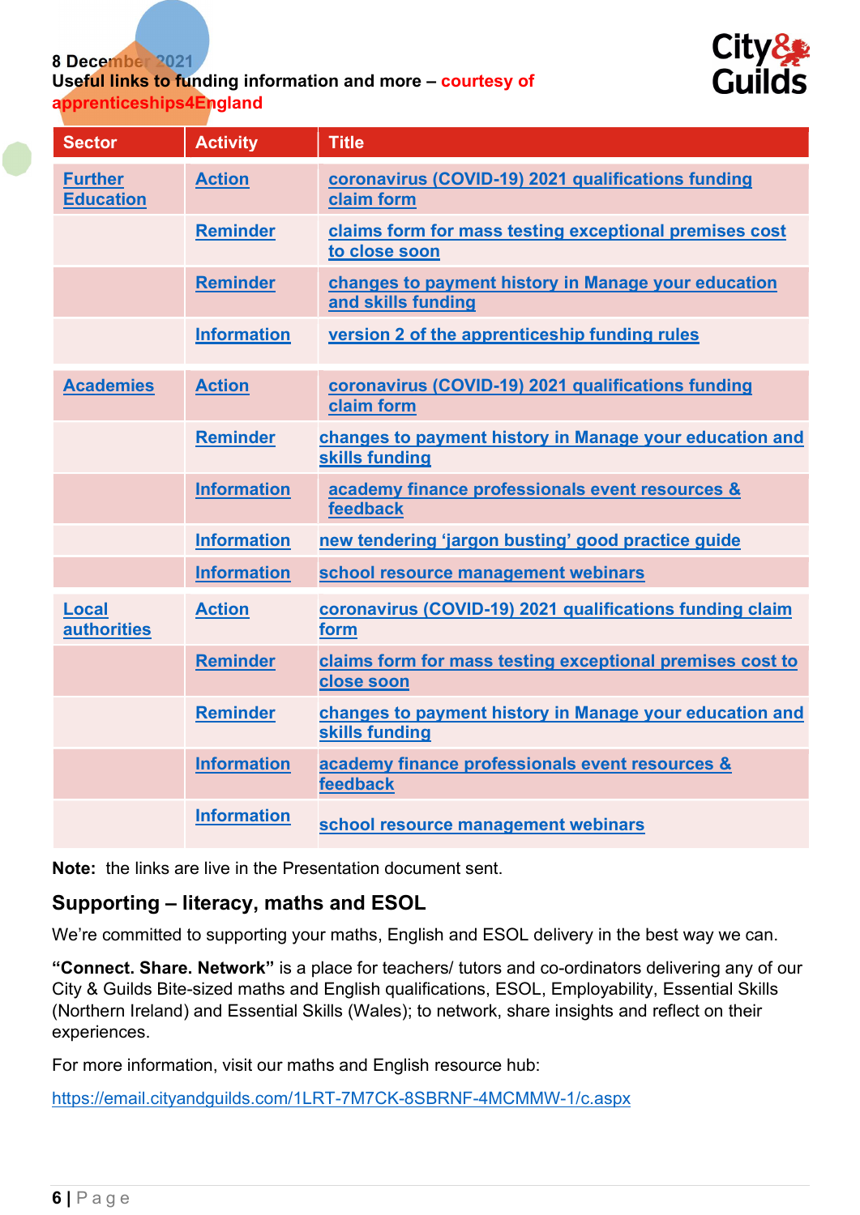8 December 2021

**Useful links to funding information and more – courtesy of apprenticeships4England**

| Sector | Activity | Title |
|---|---|---|
| Further Education | Action | coronavirus (COVID-19) 2021 qualifications funding claim form |
| | Reminder | claims form for mass testing exceptional premises cost to close soon |
| | Reminder | changes to payment history in Manage your education and skills funding |
| | Information | version 2 of the apprenticeship funding rules |
| Academies | Action | coronavirus (COVID-19) 2021 qualifications funding claim form |
| | Reminder | changes to payment history in Manage your education and skills funding |
| | Information | academy finance professionals event resources & feedback |
| | Information | new tendering 'jargon busting' good practice guide |
| | Information | school resource management webinars |
| Local authorities | Action | coronavirus (COVID-19) 2021 qualifications funding claim form |
| | Reminder | claims form for mass testing exceptional premises cost to close soon |
| | Reminder | changes to payment history in Manage your education and skills funding |
| | Information | academy finance professionals event resources & feedback |
| | Information | school resource management webinars |

**Note:** the links are live in the Presentation document sent.

## Supporting – literacy, maths and ESOL

We're committed to supporting your maths, English and ESOL delivery in the best way we can.

**"Connect. Share. Network"** is a place for teachers/ tutors and co-ordinators delivering any of our City & Guilds Bite-sized maths and English qualifications, ESOL, Employability, Essential Skills (Northern Ireland) and Essential Skills (Wales); to network, share insights and reflect on their experiences.

For more information, visit our maths and English resource hub:

https://email.cityandguilds.com/1LRT-7M7CK-8SBRNF-4MCMMW-1/c.aspx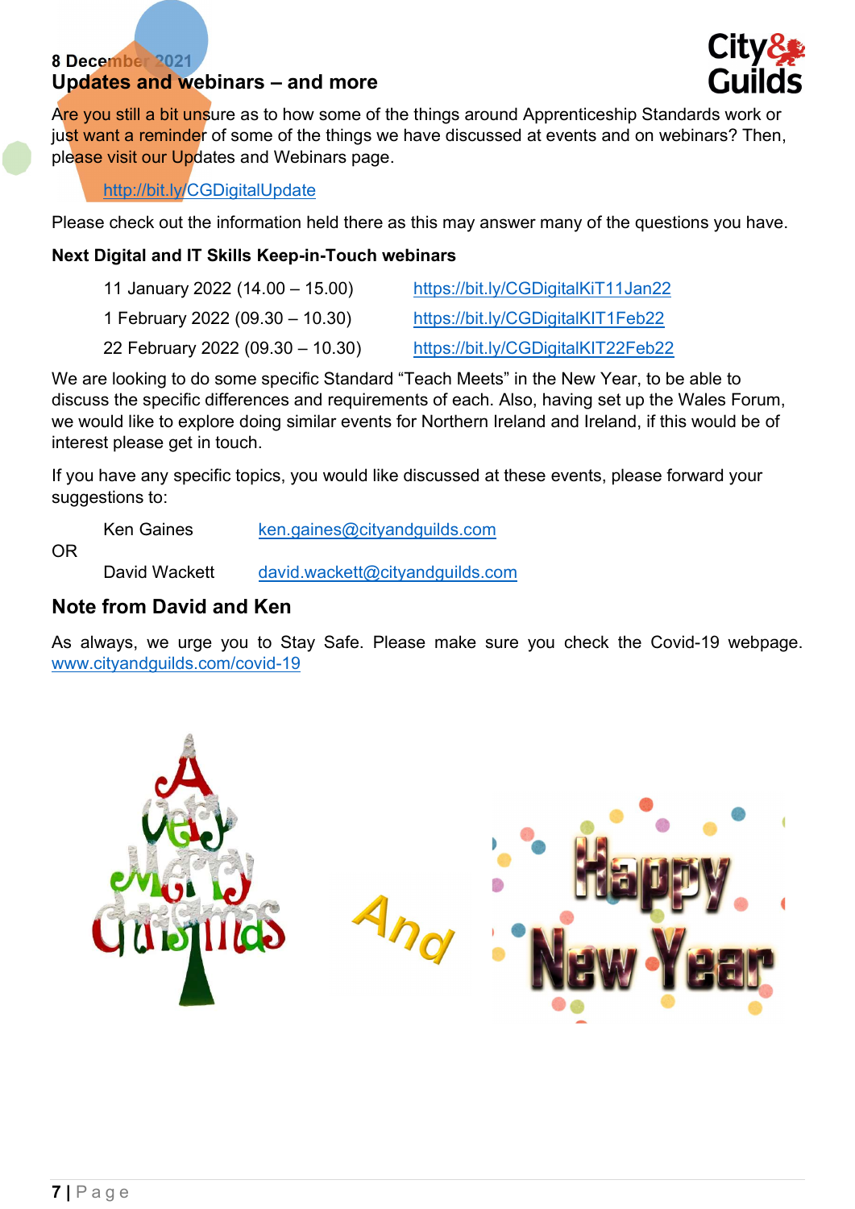8 December 2021

## Updates and webinars – and more

Are you still a bit unsure as to how some of the things around Apprenticeship Standards work or just want a reminder of some of the things we have discussed at events and on webinars? Then, please visit our Updates and Webinars page.

http://bit.ly/CGDigitalUpdate

Please check out the information held there as this may answer many of the questions you have.

**Next Digital and IT Skills Keep-in-Touch webinars**

| | |
|---|---|
| 11 January 2022 (14.00 – 15.00) | https://bit.ly/CGDigitalKiT11Jan22 |
| 1 February 2022 (09.30 – 10.30) | https://bit.ly/CGDigitalKIT1Feb22 |
| 22 February 2022 (09.30 – 10.30) | https://bit.ly/CGDigitalKIT22Feb22 |

We are looking to do some specific Standard "Teach Meets" in the New Year, to be able to discuss the specific differences and requirements of each. Also, having set up the Wales Forum, we would like to explore doing similar events for Northern Ireland and Ireland, if this would be of interest please get in touch.

If you have any specific topics, you would like discussed at these events, please forward your suggestions to:

Ken Gaines ken.gaines@cityandguilds.com

OR

David Wackett david.wackett@cityandguilds.com

## Note from David and Ken

As always, we urge you to Stay Safe. Please make sure you check the Covid-19 webpage. www.cityandguilds.com/covid-19